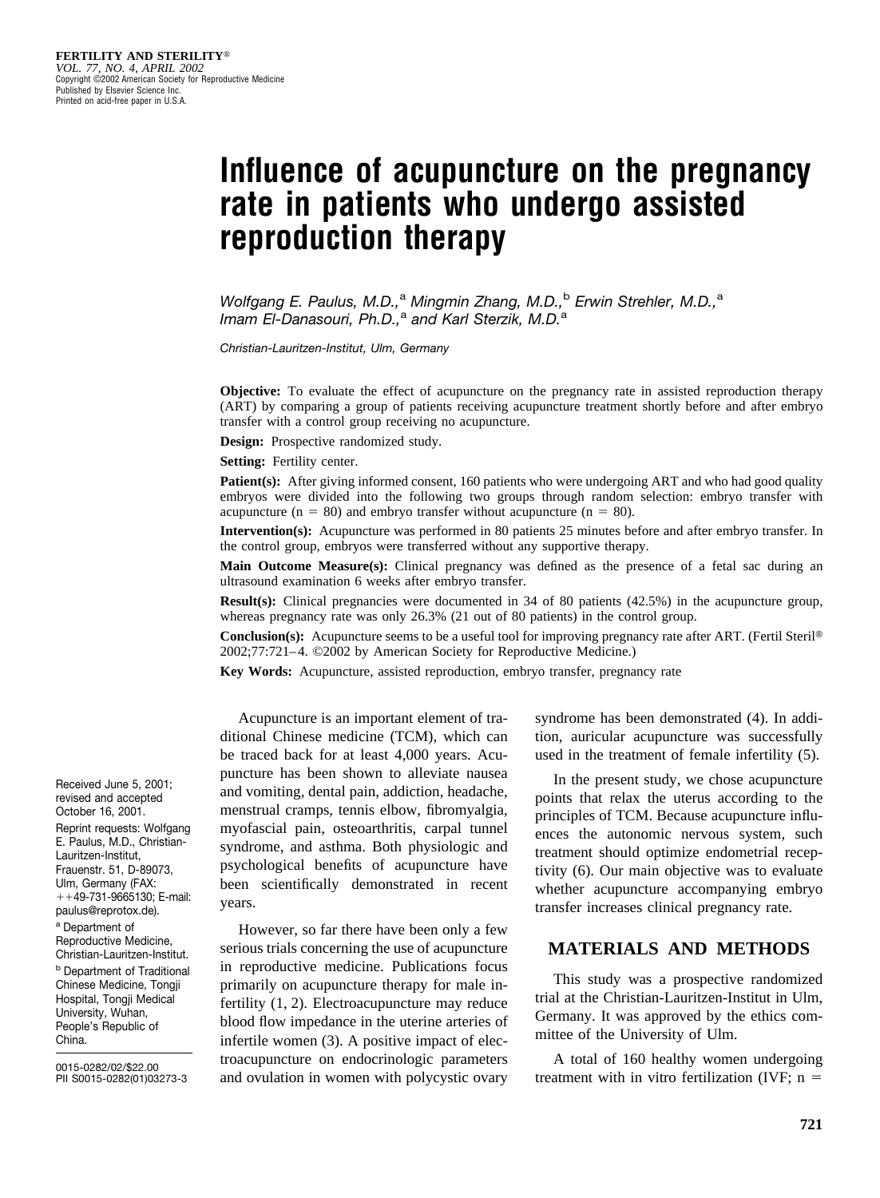# Influence of acupuncture on the pregnancy rate in patients who undergo assisted reproduction therapy

*Wolfgang E. Paulus, M.D.,*[a] *Mingmin Zhang, M.D.,*[b] *Erwin Strehler, M.D.,*[a] *Imam El-Danasouri, Ph.D.,*[a] *and Karl Sterzik, M.D.*[a]

*Christian-Lauritzen-Institut, Ulm, Germany*

**Objective:** To evaluate the effect of acupuncture on the pregnancy rate in assisted reproduction therapy (ART) by comparing a group of patients receiving acupuncture treatment shortly before and after embryo transfer with a control group receiving no acupuncture.

**Design:** Prospective randomized study.

**Setting:** Fertility center.

**Patient(s):** After giving informed consent, 160 patients who were undergoing ART and who had good quality embryos were divided into the following two groups through random selection: embryo transfer with acupuncture ($n = 80$) and embryo transfer without acupuncture ($n = 80$).

**Intervention(s):** Acupuncture was performed in 80 patients 25 minutes before and after embryo transfer. In the control group, embryos were transferred without any supportive therapy.

**Main Outcome Measure(s):** Clinical pregnancy was defined as the presence of a fetal sac during an ultrasound examination 6 weeks after embryo transfer.

**Result(s):** Clinical pregnancies were documented in 34 of 80 patients (42.5%) in the acupuncture group, whereas pregnancy rate was only 26.3% (21 out of 80 patients) in the control group.

**Conclusion(s):** Acupuncture seems to be a useful tool for improving pregnancy rate after ART. (Fertil Steril® 2002;77:721–4. ©2002 by American Society for Reproductive Medicine.)

**Key Words:** Acupuncture, assisted reproduction, embryo transfer, pregnancy rate

Received June 5, 2001; revised and accepted October 16, 2001.

Reprint requests: Wolfgang E. Paulus, M.D., Christian-Lauritzen-Institut, Frauenstr. 51, D-89073, Ulm, Germany (FAX: ++49-731-9665130; E-mail: paulus@reprotox.de).

[a] Department of Reproductive Medicine, Christian-Lauritzen-Institut.

[b] Department of Traditional Chinese Medicine, Tongji Hospital, Tongji Medical University, Wuhan, People's Republic of China.

0015-0282/02/$22.00
PII S0015-0282(01)03273-3

Acupuncture is an important element of traditional Chinese medicine (TCM), which can be traced back for at least 4,000 years. Acupuncture has been shown to alleviate nausea and vomiting, dental pain, addiction, headache, menstrual cramps, tennis elbow, fibromyalgia, myofascial pain, osteoarthritis, carpal tunnel syndrome, and asthma. Both physiologic and psychological benefits of acupuncture have been scientifically demonstrated in recent years.

However, so far there have been only a few serious trials concerning the use of acupuncture in reproductive medicine. Publications focus primarily on acupuncture therapy for male infertility (1, 2). Electroacupuncture may reduce blood flow impedance in the uterine arteries of infertile women (3). A positive impact of electroacupuncture on endocrinologic parameters and ovulation in women with polycystic ovary syndrome has been demonstrated (4). In addition, auricular acupuncture was successfully used in the treatment of female infertility (5).

In the present study, we chose acupuncture points that relax the uterus according to the principles of TCM. Because acupuncture influences the autonomic nervous system, such treatment should optimize endometrial receptivity (6). Our main objective was to evaluate whether acupuncture accompanying embryo transfer increases clinical pregnancy rate.

## MATERIALS AND METHODS

This study was a prospective randomized trial at the Christian-Lauritzen-Institut in Ulm, Germany. It was approved by the ethics committee of the University of Ulm.

A total of 160 healthy women undergoing treatment with in vitro fertilization (IVF; n =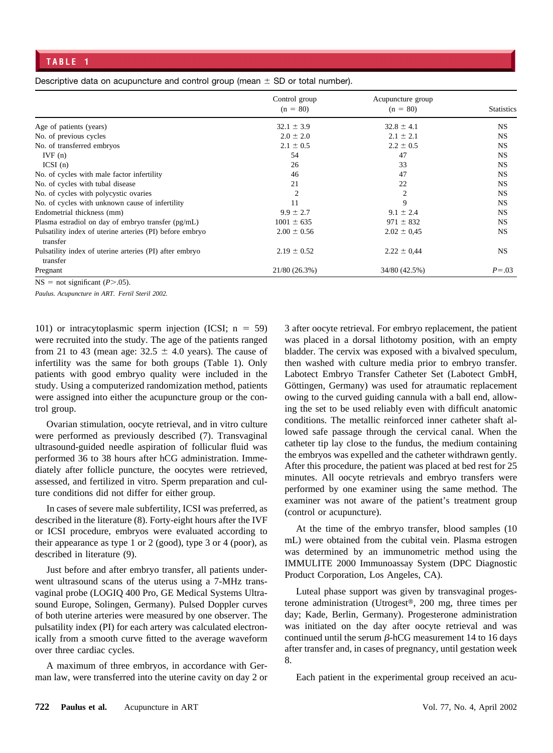**TABLE 1**

Descriptive data on acupuncture and control group (mean ± SD or total number).

| | Control group (n = 80) | Acupuncture group (n = 80) | Statistics |
|---|---|---|---|
| Age of patients (years) | 32.1 ± 3.9 | 32.8 ± 4.1 | NS |
| No. of previous cycles | 2.0 ± 2.0 | 2.1 ± 2.1 | NS |
| No. of transferred embryos | 2.1 ± 0.5 | 2.2 ± 0.5 | NS |
| IVF (n) | 54 | 47 | NS |
| ICSI (n) | 26 | 33 | NS |
| No. of cycles with male factor infertility | 46 | 47 | NS |
| No. of cycles with tubal disease | 21 | 22 | NS |
| No. of cycles with polycystic ovaries | 2 | 2 | NS |
| No. of cycles with unknown cause of infertility | 11 | 9 | NS |
| Endometrial thickness (mm) | 9.9 ± 2.7 | 9.1 ± 2.4 | NS |
| Plasma estradiol on day of embryo transfer (pg/mL) | 1001 ± 635 | 971 ± 832 | NS |
| Pulsatility index of uterine arteries (PI) before embryo transfer | 2.00 ± 0.56 | 2.02 ± 0,45 | NS |
| Pulsatility index of uterine arteries (PI) after embryo transfer | 2.19 ± 0.52 | 2.22 ± 0,44 | NS |
| Pregnant | 21/80 (26.3%) | 34/80 (42.5%) | $P=.03$ |

NS = not significant ($P>.05$).

*Paulus. Acupuncture in ART. Fertil Steril 2002.*

101) or intracytoplasmic sperm injection (ICSI; n = 59) were recruited into the study. The age of the patients ranged from 21 to 43 (mean age: 32.5 ± 4.0 years). The cause of infertility was the same for both groups (Table 1). Only patients with good embryo quality were included in the study. Using a computerized randomization method, patients were assigned into either the acupuncture group or the control group.

Ovarian stimulation, oocyte retrieval, and in vitro culture were performed as previously described (7). Transvaginal ultrasound-guided needle aspiration of follicular fluid was performed 36 to 38 hours after hCG administration. Immediately after follicle puncture, the oocytes were retrieved, assessed, and fertilized in vitro. Sperm preparation and culture conditions did not differ for either group.

In cases of severe male subfertility, ICSI was preferred, as described in the literature (8). Forty-eight hours after the IVF or ICSI procedure, embryos were evaluated according to their appearance as type 1 or 2 (good), type 3 or 4 (poor), as described in literature (9).

Just before and after embryo transfer, all patients underwent ultrasound scans of the uterus using a 7-MHz transvaginal probe (LOGIQ 400 Pro, GE Medical Systems Ultrasound Europe, Solingen, Germany). Pulsed Doppler curves of both uterine arteries were measured by one observer. The pulsatility index (PI) for each artery was calculated electronically from a smooth curve fitted to the average waveform over three cardiac cycles.

A maximum of three embryos, in accordance with German law, were transferred into the uterine cavity on day 2 or 3 after oocyte retrieval. For embryo replacement, the patient was placed in a dorsal lithotomy position, with an empty bladder. The cervix was exposed with a bivalved speculum, then washed with culture media prior to embryo transfer. Labotect Embryo Transfer Catheter Set (Labotect GmbH, Göttingen, Germany) was used for atraumatic replacement owing to the curved guiding cannula with a ball end, allowing the set to be used reliably even with difficult anatomic conditions. The metallic reinforced inner catheter shaft allowed safe passage through the cervical canal. When the catheter tip lay close to the fundus, the medium containing the embryos was expelled and the catheter withdrawn gently. After this procedure, the patient was placed at bed rest for 25 minutes. All oocyte retrievals and embryo transfers were performed by one examiner using the same method. The examiner was not aware of the patient's treatment group (control or acupuncture).

At the time of the embryo transfer, blood samples (10 mL) were obtained from the cubital vein. Plasma estrogen was determined by an immunometric method using the IMMULITE 2000 Immunoassay System (DPC Diagnostic Product Corporation, Los Angeles, CA).

Luteal phase support was given by transvaginal progesterone administration (Utrogest®, 200 mg, three times per day; Kade, Berlin, Germany). Progesterone administration was initiated on the day after oocyte retrieval and was continued until the serum $\beta$-hCG measurement 14 to 16 days after transfer and, in cases of pregnancy, until gestation week 8.

Each patient in the experimental group received an acu-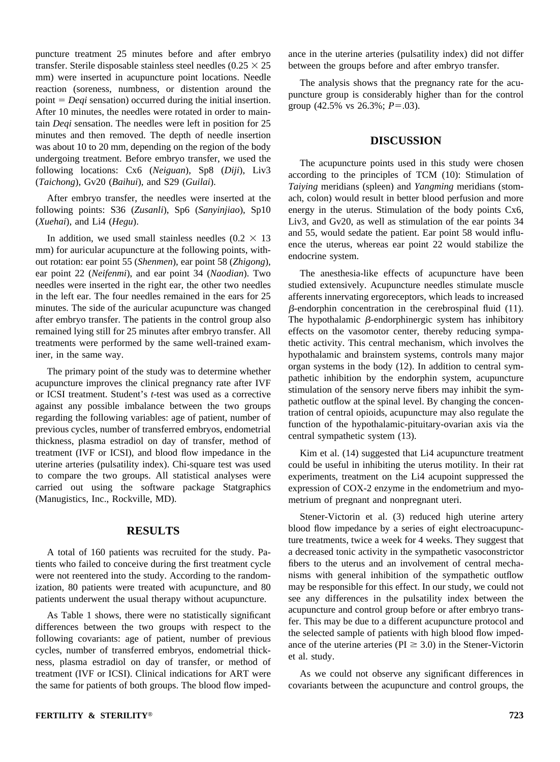puncture treatment 25 minutes before and after embryo transfer. Sterile disposable stainless steel needles ($0.25 \times 25$ mm) were inserted in acupuncture point locations. Needle reaction (soreness, numbness, or distention around the point = *Deqi* sensation) occurred during the initial insertion. After 10 minutes, the needles were rotated in order to maintain *Deqi* sensation. The needles were left in position for 25 minutes and then removed. The depth of needle insertion was about 10 to 20 mm, depending on the region of the body undergoing treatment. Before embryo transfer, we used the following locations: Cx6 (*Neiguan*), Sp8 (*Diji*), Liv3 (*Taichong*), Gv20 (*Baihui*), and S29 (*Guilai*).

After embryo transfer, the needles were inserted at the following points: S36 (*Zusanli*), Sp6 (*Sanyinjiao*), Sp10 (*Xuehai*), and Li4 (*Hegu*).

In addition, we used small stainless needles ($0.2 \times 13$ mm) for auricular acupuncture at the following points, without rotation: ear point 55 (*Shenmen*), ear point 58 (*Zhigong*), ear point 22 (*Neifenmi*), and ear point 34 (*Naodian*). Two needles were inserted in the right ear, the other two needles in the left ear. The four needles remained in the ears for 25 minutes. The side of the auricular acupuncture was changed after embryo transfer. The patients in the control group also remained lying still for 25 minutes after embryo transfer. All treatments were performed by the same well-trained examiner, in the same way.

The primary point of the study was to determine whether acupuncture improves the clinical pregnancy rate after IVF or ICSI treatment. Student's *t*-test was used as a corrective against any possible imbalance between the two groups regarding the following variables: age of patient, number of previous cycles, number of transferred embryos, endometrial thickness, plasma estradiol on day of transfer, method of treatment (IVF or ICSI), and blood flow impedance in the uterine arteries (pulsatility index). Chi-square test was used to compare the two groups. All statistical analyses were carried out using the software package Statgraphics (Manugistics, Inc., Rockville, MD).

## RESULTS

A total of 160 patients was recruited for the study. Patients who failed to conceive during the first treatment cycle were not reentered into the study. According to the randomization, 80 patients were treated with acupuncture, and 80 patients underwent the usual therapy without acupuncture.

As Table 1 shows, there were no statistically significant differences between the two groups with respect to the following covariants: age of patient, number of previous cycles, number of transferred embryos, endometrial thickness, plasma estradiol on day of transfer, or method of treatment (IVF or ICSI). Clinical indications for ART were the same for patients of both groups. The blood flow impedance in the uterine arteries (pulsatility index) did not differ between the groups before and after embryo transfer.

The analysis shows that the pregnancy rate for the acupuncture group is considerably higher than for the control group (42.5% vs 26.3%; $P = .03$).

## DISCUSSION

The acupuncture points used in this study were chosen according to the principles of TCM (10): Stimulation of *Taiying* meridians (spleen) and *Yangming* meridians (stomach, colon) would result in better blood perfusion and more energy in the uterus. Stimulation of the body points Cx6, Liv3, and Gv20, as well as stimulation of the ear points 34 and 55, would sedate the patient. Ear point 58 would influence the uterus, whereas ear point 22 would stabilize the endocrine system.

The anesthesia-like effects of acupuncture have been studied extensively. Acupuncture needles stimulate muscle afferents innervating ergoreceptors, which leads to increased $\beta$-endorphin concentration in the cerebrospinal fluid (11). The hypothalamic $\beta$-endorphinergic system has inhibitory effects on the vasomotor center, thereby reducing sympathetic activity. This central mechanism, which involves the hypothalamic and brainstem systems, controls many major organ systems in the body (12). In addition to central sympathetic inhibition by the endorphin system, acupuncture stimulation of the sensory nerve fibers may inhibit the sympathetic outflow at the spinal level. By changing the concentration of central opioids, acupuncture may also regulate the function of the hypothalamic-pituitary-ovarian axis via the central sympathetic system (13).

Kim et al. (14) suggested that Li4 acupuncture treatment could be useful in inhibiting the uterus motility. In their rat experiments, treatment on the Li4 acupoint suppressed the expression of COX-2 enzyme in the endometrium and myometrium of pregnant and nonpregnant uteri.

Stener-Victorin et al. (3) reduced high uterine artery blood flow impedance by a series of eight electroacupuncture treatments, twice a week for 4 weeks. They suggest that a decreased tonic activity in the sympathetic vasoconstrictor fibers to the uterus and an involvement of central mechanisms with general inhibition of the sympathetic outflow may be responsible for this effect. In our study, we could not see any differences in the pulsatility index between the acupuncture and control group before or after embryo transfer. This may be due to a different acupuncture protocol and the selected sample of patients with high blood flow impedance of the uterine arteries ($PI \geq 3.0$) in the Stener-Victorin et al. study.

As we could not observe any significant differences in covariants between the acupuncture and control groups, the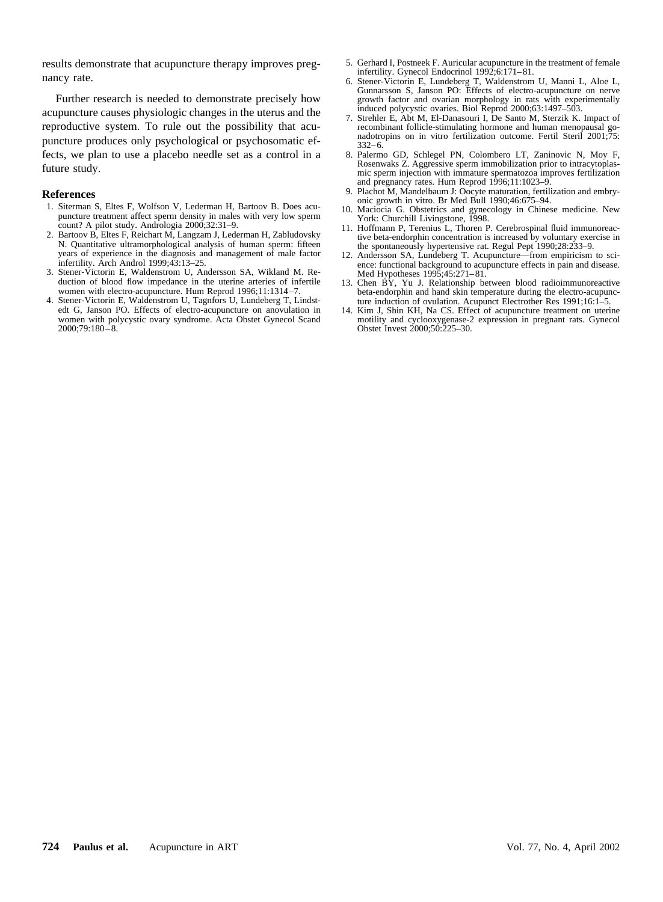results demonstrate that acupuncture therapy improves pregnancy rate.

Further research is needed to demonstrate precisely how acupuncture causes physiologic changes in the uterus and the reproductive system. To rule out the possibility that acupuncture produces only psychological or psychosomatic effects, we plan to use a placebo needle set as a control in a future study.

## References

1. Siterman S, Eltes F, Wolfson V, Lederman H, Bartoov B. Does acupuncture treatment affect sperm density in males with very low sperm count? A pilot study. Andrologia 2000;32:31–9.
2. Bartoov B, Eltes F, Reichart M, Langzam J, Lederman H, Zabludovsky N. Quantitative ultramorphological analysis of human sperm: fifteen years of experience in the diagnosis and management of male factor infertility. Arch Androl 1999;43:13–25.
3. Stener-Victorin E, Waldenstrom U, Andersson SA, Wikland M. Reduction of blood flow impedance in the uterine arteries of infertile women with electro-acupuncture. Hum Reprod 1996;11:1314–7.
4. Stener-Victorin E, Waldenstrom U, Tagnfors U, Lundeberg T, Lindstedt G, Janson PO. Effects of electro-acupuncture on anovulation in women with polycystic ovary syndrome. Acta Obstet Gynecol Scand 2000;79:180–8.
5. Gerhard I, Postneek F. Auricular acupuncture in the treatment of female infertility. Gynecol Endocrinol 1992;6:171–81.
6. Stener-Victorin E, Lundeberg T, Waldenstrom U, Manni L, Aloe L, Gunnarsson S, Janson PO: Effects of electro-acupuncture on nerve growth factor and ovarian morphology in rats with experimentally induced polycystic ovaries. Biol Reprod 2000;63:1497–503.
7. Strehler E, Abt M, El-Danasouri I, De Santo M, Sterzik K. Impact of recombinant follicle-stimulating hormone and human menopausal gonadotropins on in vitro fertilization outcome. Fertil Steril 2001;75:332–6.
8. Palermo GD, Schlegel PN, Colombero LT, Zaninovic N, Moy F, Rosenwaks Z. Aggressive sperm immobilization prior to intracytoplasmic sperm injection with immature spermatozoa improves fertilization and pregnancy rates. Hum Reprod 1996;11:1023–9.
9. Plachot M, Mandelbaum J: Oocyte maturation, fertilization and embryonic growth in vitro. Br Med Bull 1990;46:675–94.
10. Maciocia G. Obstetrics and gynecology in Chinese medicine. New York: Churchill Livingstone, 1998.
11. Hoffmann P, Terenius L, Thoren P. Cerebrospinal fluid immunoreactive beta-endorphin concentration is increased by voluntary exercise in the spontaneously hypertensive rat. Regul Pept 1990;28:233–9.
12. Andersson SA, Lundeberg T. Acupuncture—from empiricism to science: functional background to acupuncture effects in pain and disease. Med Hypotheses 1995;45:271–81.
13. Chen BY, Yu J. Relationship between blood radioimmunoreactive beta-endorphin and hand skin temperature during the electro-acupuncture induction of ovulation. Acupunct Electrother Res 1991;16:1–5.
14. Kim J, Shin KH, Na CS. Effect of acupuncture treatment on uterine motility and cyclooxygenase-2 expression in pregnant rats. Gynecol Obstet Invest 2000;50:225–30.